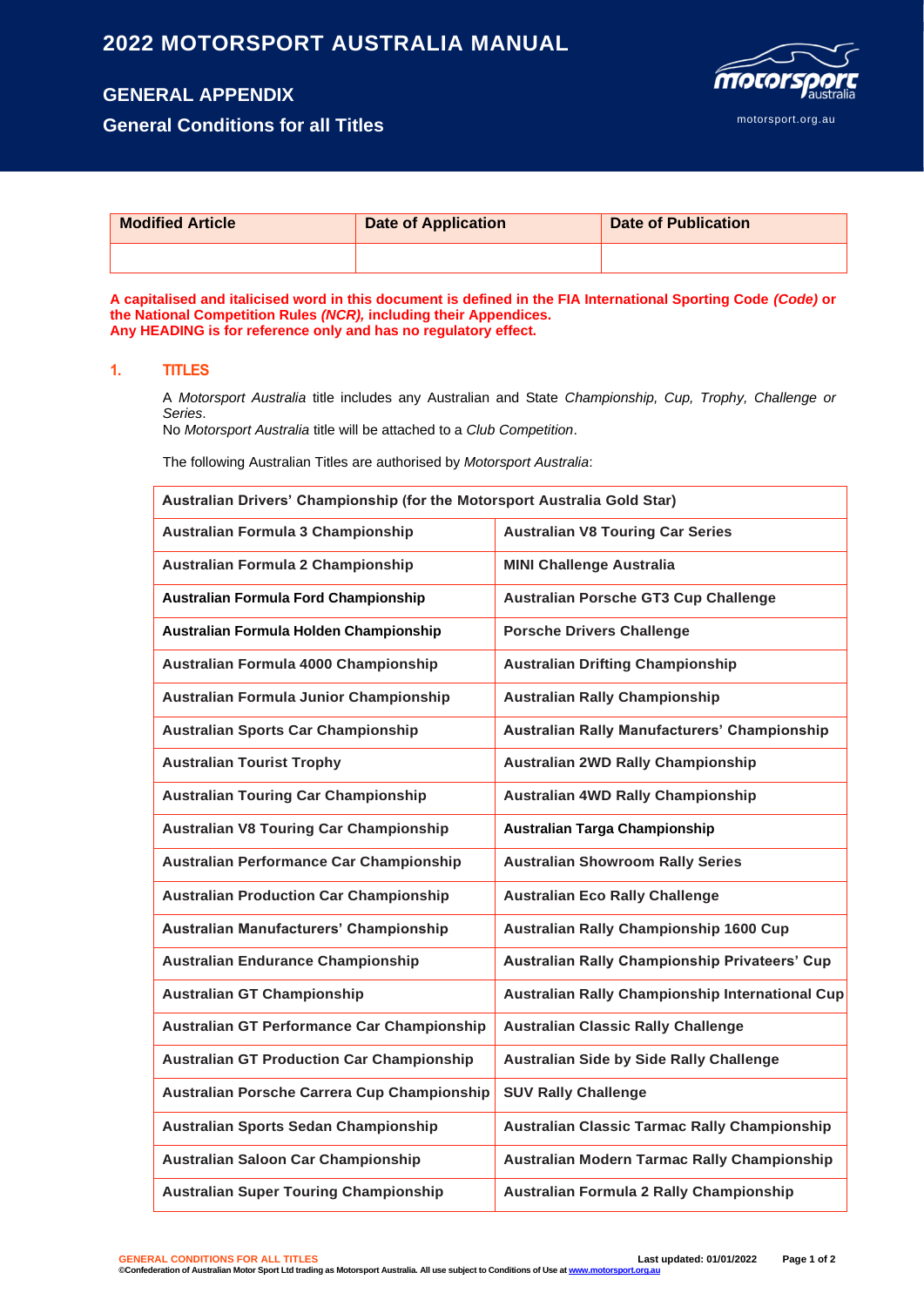# 2022 MOTORSPORT AUSTRALIA MANUAL

## GENERAL APPENDIX

## General Conditions for all Titles

| Modified Article | Date of Application | Date of Publication |
|---|---|---|
| | | |

**A capitalised and italicised word in this document is defined in the FIA International Sporting Code *(Code)* or the National Competition Rules *(NCR),* including their Appendices.**
**Any HEADING is for reference only and has no regulatory effect.**

### 1. TITLES

A *Motorsport Australia* title includes any Australian and State *Championship, Cup, Trophy, Challenge or Series*.
No *Motorsport Australia* title will be attached to a *Club Competition*.

The following Australian Titles are authorised by *Motorsport Australia*:

| Australian Drivers' Championship (for the Motorsport Australia Gold Star) | |
|---|---|
| Australian Formula 3 Championship | Australian V8 Touring Car Series |
| Australian Formula 2 Championship | MINI Challenge Australia |
| Australian Formula Ford Championship | Australian Porsche GT3 Cup Challenge |
| Australian Formula Holden Championship | Porsche Drivers Challenge |
| Australian Formula 4000 Championship | Australian Drifting Championship |
| Australian Formula Junior Championship | Australian Rally Championship |
| Australian Sports Car Championship | Australian Rally Manufacturers' Championship |
| Australian Tourist Trophy | Australian 2WD Rally Championship |
| Australian Touring Car Championship | Australian 4WD Rally Championship |
| Australian V8 Touring Car Championship | Australian Targa Championship |
| Australian Performance Car Championship | Australian Showroom Rally Series |
| Australian Production Car Championship | Australian Eco Rally Challenge |
| Australian Manufacturers' Championship | Australian Rally Championship 1600 Cup |
| Australian Endurance Championship | Australian Rally Championship Privateers' Cup |
| Australian GT Championship | Australian Rally Championship International Cup |
| Australian GT Performance Car Championship | Australian Classic Rally Challenge |
| Australian GT Production Car Championship | Australian Side by Side Rally Challenge |
| Australian Porsche Carrera Cup Championship | SUV Rally Challenge |
| Australian Sports Sedan Championship | Australian Classic Tarmac Rally Championship |
| Australian Saloon Car Championship | Australian Modern Tarmac Rally Championship |
| Australian Super Touring Championship | Australian Formula 2 Rally Championship |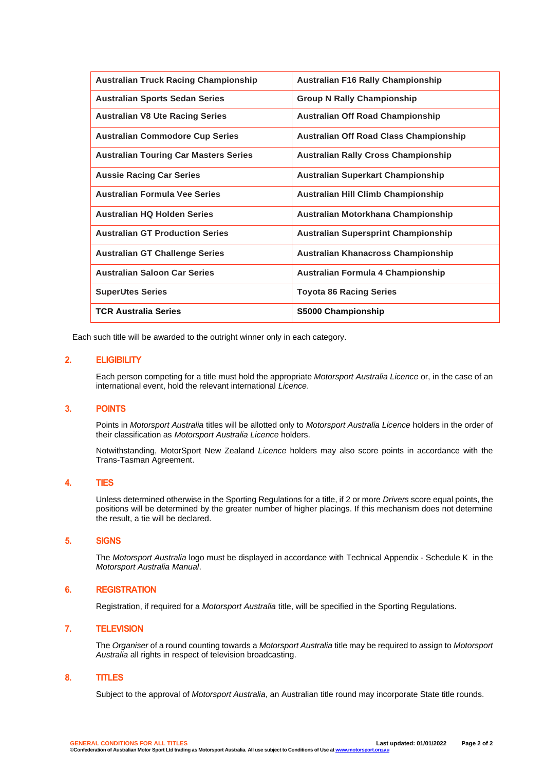| | |
|---|---|
| **Australian Truck Racing Championship** | **Australian F16 Rally Championship** |
| **Australian Sports Sedan Series** | **Group N Rally Championship** |
| **Australian V8 Ute Racing Series** | **Australian Off Road Championship** |
| **Australian Commodore Cup Series** | **Australian Off Road Class Championship** |
| **Australian Touring Car Masters Series** | **Australian Rally Cross Championship** |
| **Aussie Racing Car Series** | **Australian Superkart Championship** |
| **Australian Formula Vee Series** | **Australian Hill Climb Championship** |
| **Australian HQ Holden Series** | **Australian Motorkhana Championship** |
| **Australian GT Production Series** | **Australian Supersprint Championship** |
| **Australian GT Challenge Series** | **Australian Khanacross Championship** |
| **Australian Saloon Car Series** | **Australian Formula 4 Championship** |
| **SuperUtes Series** | **Toyota 86 Racing Series** |
| **TCR Australia Series** | **S5000 Championship** |

Each such title will be awarded to the outright winner only in each category.

## 2. ELIGIBILITY

Each person competing for a title must hold the appropriate *Motorsport Australia Licence* or, in the case of an international event, hold the relevant international *Licence*.

## 3. POINTS

Points in *Motorsport Australia* titles will be allotted only to *Motorsport Australia Licence* holders in the order of their classification as *Motorsport Australia Licence* holders.

Notwithstanding, MotorSport New Zealand *Licence* holders may also score points in accordance with the Trans-Tasman Agreement.

## 4. TIES

Unless determined otherwise in the Sporting Regulations for a title, if 2 or more *Drivers* score equal points, the positions will be determined by the greater number of higher placings. If this mechanism does not determine the result, a tie will be declared.

## 5. SIGNS

The *Motorsport Australia* logo must be displayed in accordance with Technical Appendix - Schedule K in the *Motorsport Australia Manual*.

## 6. REGISTRATION

Registration, if required for a *Motorsport Australia* title, will be specified in the Sporting Regulations.

## 7. TELEVISION

The *Organiser* of a round counting towards a *Motorsport Australia* title may be required to assign to *Motorsport Australia* all rights in respect of television broadcasting.

## 8. TITLES

Subject to the approval of *Motorsport Australia*, an Australian title round may incorporate State title rounds.